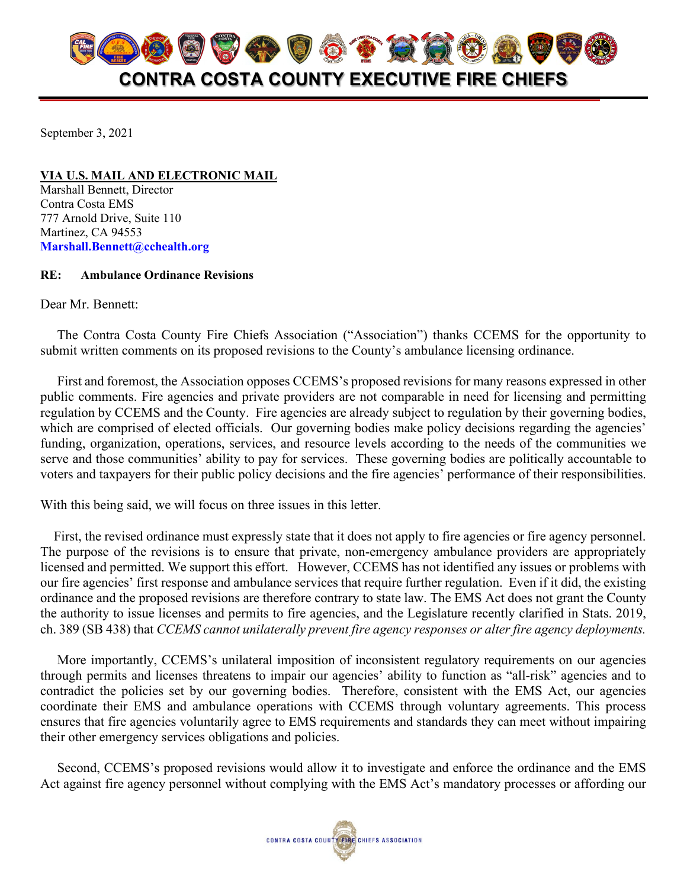# CONTRA COSTA COUNTY EXECUTIVE FIRE CHIEFS

September 3, 2021

**VIA U.S. MAIL AND ELECTRONIC MAIL**
Marshall Bennett, Director
Contra Costa EMS
777 Arnold Drive, Suite 110
Martinez, CA 94553
**Marshall.Bennett@cchealth.org**

**RE: Ambulance Ordinance Revisions**

Dear Mr. Bennett:

The Contra Costa County Fire Chiefs Association ("Association") thanks CCEMS for the opportunity to submit written comments on its proposed revisions to the County's ambulance licensing ordinance.

First and foremost, the Association opposes CCEMS's proposed revisions for many reasons expressed in other public comments. Fire agencies and private providers are not comparable in need for licensing and permitting regulation by CCEMS and the County. Fire agencies are already subject to regulation by their governing bodies, which are comprised of elected officials. Our governing bodies make policy decisions regarding the agencies' funding, organization, operations, services, and resource levels according to the needs of the communities we serve and those communities' ability to pay for services. These governing bodies are politically accountable to voters and taxpayers for their public policy decisions and the fire agencies' performance of their responsibilities.

With this being said, we will focus on three issues in this letter.

First, the revised ordinance must expressly state that it does not apply to fire agencies or fire agency personnel. The purpose of the revisions is to ensure that private, non-emergency ambulance providers are appropriately licensed and permitted. We support this effort. However, CCEMS has not identified any issues or problems with our fire agencies' first response and ambulance services that require further regulation. Even if it did, the existing ordinance and the proposed revisions are therefore contrary to state law. The EMS Act does not grant the County the authority to issue licenses and permits to fire agencies, and the Legislature recently clarified in Stats. 2019, ch. 389 (SB 438) that *CCEMS cannot unilaterally prevent fire agency responses or alter fire agency deployments.*

More importantly, CCEMS's unilateral imposition of inconsistent regulatory requirements on our agencies through permits and licenses threatens to impair our agencies' ability to function as "all-risk" agencies and to contradict the policies set by our governing bodies. Therefore, consistent with the EMS Act, our agencies coordinate their EMS and ambulance operations with CCEMS through voluntary agreements. This process ensures that fire agencies voluntarily agree to EMS requirements and standards they can meet without impairing their other emergency services obligations and policies.

Second, CCEMS's proposed revisions would allow it to investigate and enforce the ordinance and the EMS Act against fire agency personnel without complying with the EMS Act's mandatory processes or affording our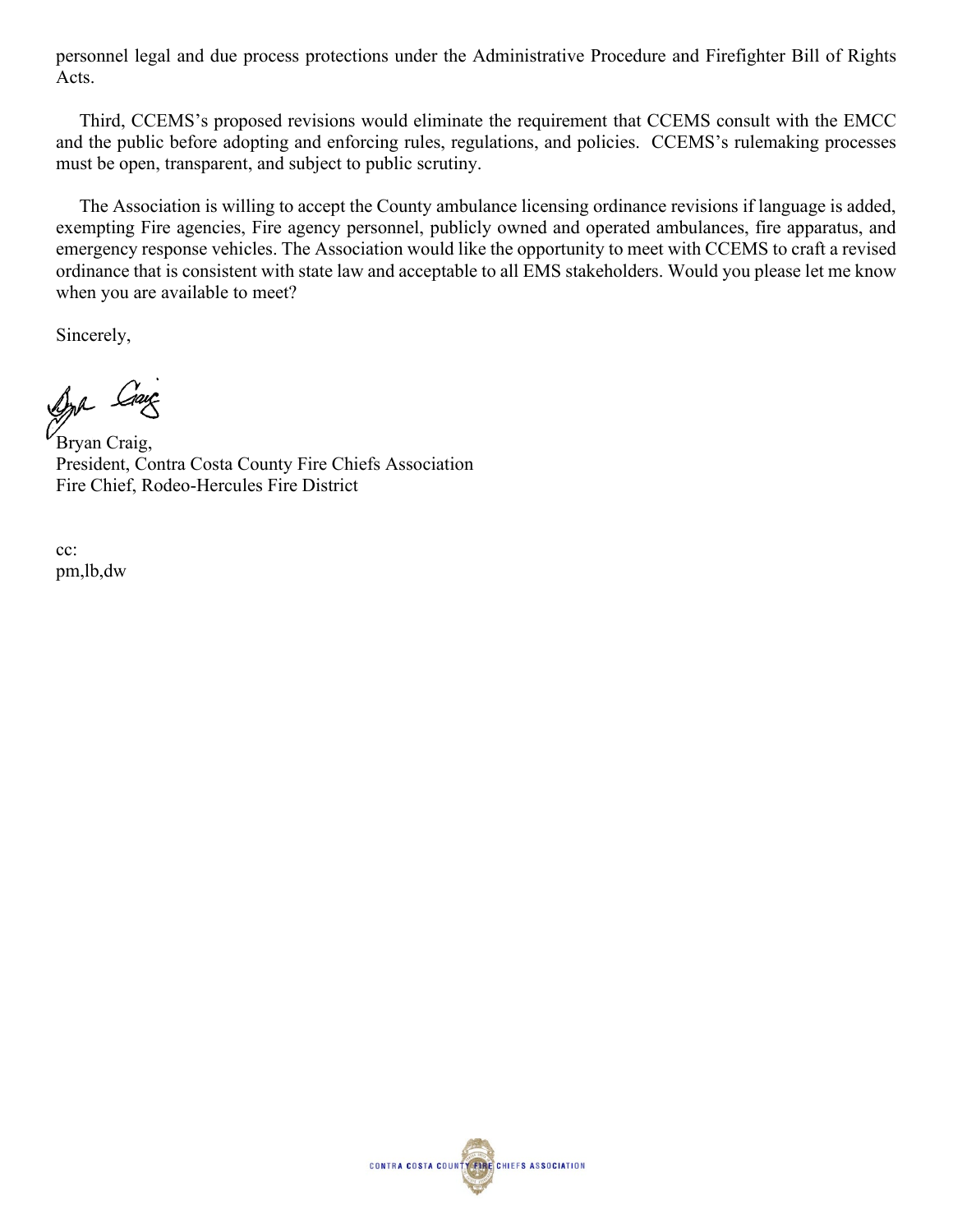personnel legal and due process protections under the Administrative Procedure and Firefighter Bill of Rights Acts.

Third, CCEMS's proposed revisions would eliminate the requirement that CCEMS consult with the EMCC and the public before adopting and enforcing rules, regulations, and policies. CCEMS's rulemaking processes must be open, transparent, and subject to public scrutiny.

The Association is willing to accept the County ambulance licensing ordinance revisions if language is added, exempting Fire agencies, Fire agency personnel, publicly owned and operated ambulances, fire apparatus, and emergency response vehicles. The Association would like the opportunity to meet with CCEMS to craft a revised ordinance that is consistent with state law and acceptable to all EMS stakeholders. Would you please let me know when you are available to meet?

Sincerely,

Bryan Craig,
President, Contra Costa County Fire Chiefs Association
Fire Chief, Rodeo-Hercules Fire District

cc:
pm,lb,dw